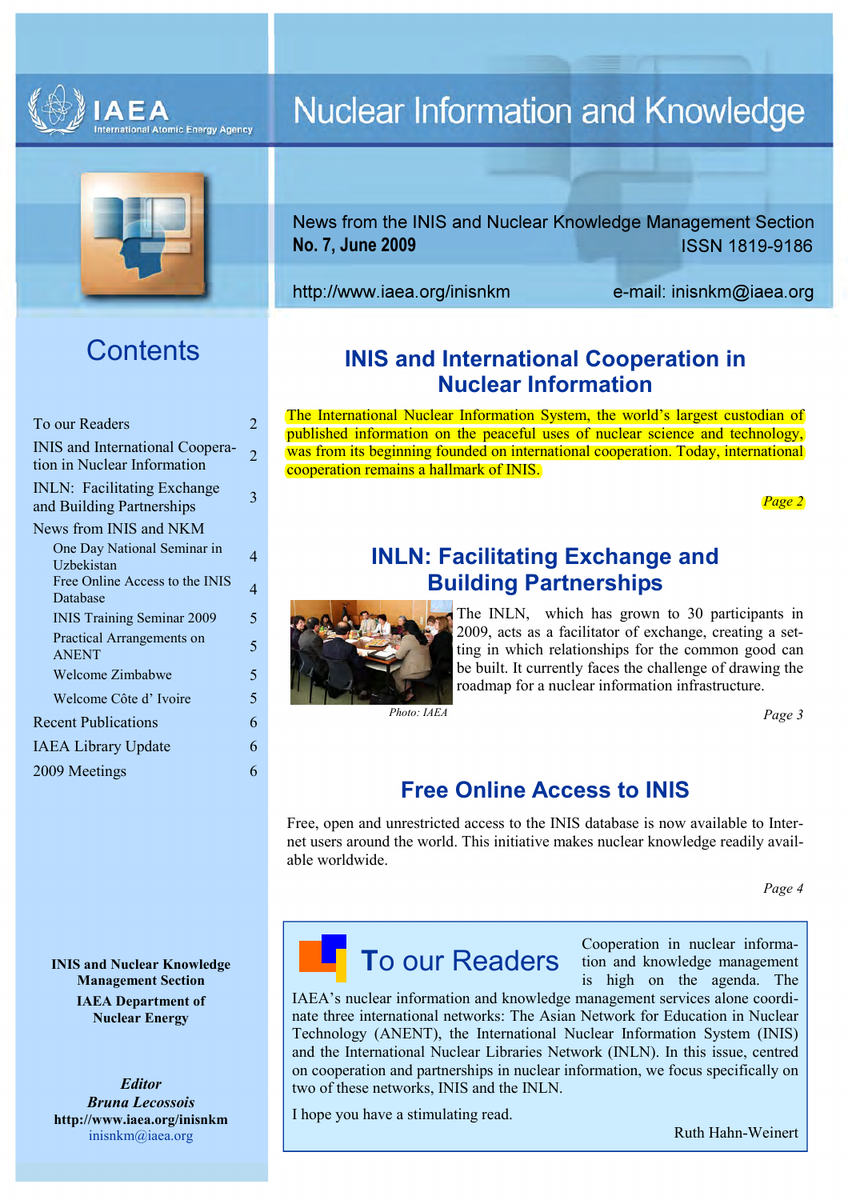IAEA
International Atomic Energy Agency

# Nuclear Information and Knowledge

News from the INIS and Nuclear Knowledge Management Section
**No. 7, June 2009** ISSN 1819-9186

http://www.iaea.org/inisnkm e-mail: inisnkm@iaea.org

## Contents

| | |
|---|---|
| To our Readers | 2 |
| INIS and International Cooperation in Nuclear Information | 2 |
| INLN: Facilitating Exchange and Building Partnerships | 3 |
| News from INIS and NKM | |
| One Day National Seminar in Uzbekistan | 4 |
| Free Online Access to the INIS Database | 4 |
| INIS Training Seminar 2009 | 5 |
| Practical Arrangements on ANENT | 5 |
| Welcome Zimbabwe | 5 |
| Welcome Côte d' Ivoire | 5 |
| Recent Publications | 6 |
| IAEA Library Update | 6 |
| 2009 Meetings | 6 |

**INIS and Nuclear Knowledge Management Section**

**IAEA Department of Nuclear Energy**

***Editor***
***Bruna Lecossois***
**http://www.iaea.org/inisnkm**
inisnkm@iaea.org

## INIS and International Cooperation in Nuclear Information

The International Nuclear Information System, the world's largest custodian of published information on the peaceful uses of nuclear science and technology, was from its beginning founded on international cooperation. Today, international cooperation remains a hallmark of INIS.

*Page 2*

## INLN: Facilitating Exchange and Building Partnerships

The INLN, which has grown to 30 participants in 2009, acts as a facilitator of exchange, creating a setting in which relationships for the common good can be built. It currently faces the challenge of drawing the roadmap for a nuclear information infrastructure.

*Photo: IAEA*

*Page 3*

## Free Online Access to INIS

Free, open and unrestricted access to the INIS database is now available to Internet users around the world. This initiative makes nuclear knowledge readily available worldwide.

*Page 4*

## To our Readers

Cooperation in nuclear information and knowledge management is high on the agenda. The IAEA's nuclear information and knowledge management services alone coordinate three international networks: The Asian Network for Education in Nuclear Technology (ANENT), the International Nuclear Information System (INIS) and the International Nuclear Libraries Network (INLN). In this issue, centred on cooperation and partnerships in nuclear information, we focus specifically on two of these networks, INIS and the INLN.

I hope you have a stimulating read.

Ruth Hahn-Weinert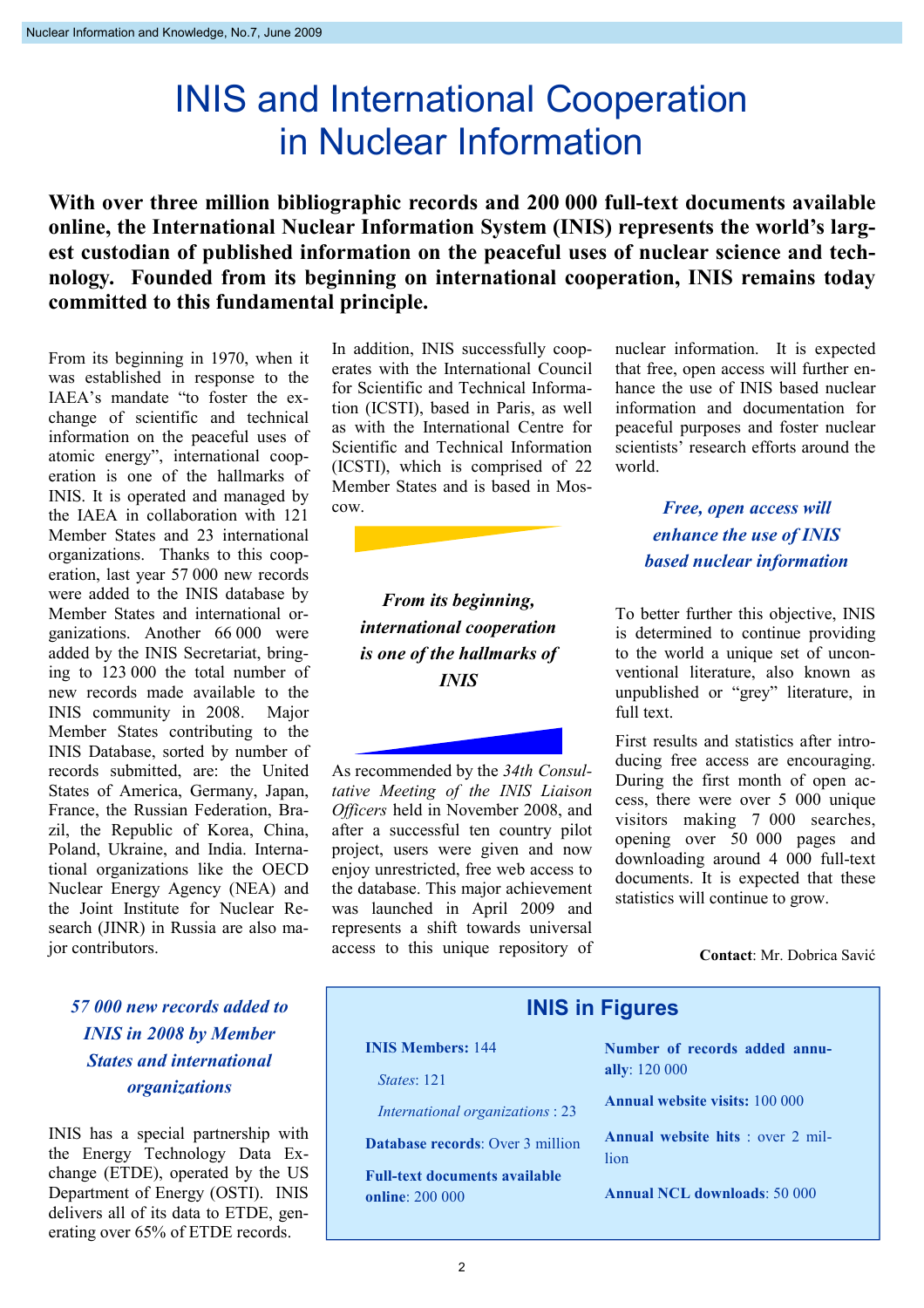# INIS and International Cooperation in Nuclear Information

**With over three million bibliographic records and 200 000 full-text documents available online, the International Nuclear Information System (INIS) represents the world's largest custodian of published information on the peaceful uses of nuclear science and technology. Founded from its beginning on international cooperation, INIS remains today committed to this fundamental principle.**

From its beginning in 1970, when it was established in response to the IAEA's mandate "to foster the exchange of scientific and technical information on the peaceful uses of atomic energy", international cooperation is one of the hallmarks of INIS. It is operated and managed by the IAEA in collaboration with 121 Member States and 23 international organizations. Thanks to this cooperation, last year 57 000 new records were added to the INIS database by Member States and international organizations. Another 66 000 were added by the INIS Secretariat, bringing to 123 000 the total number of new records made available to the INIS community in 2008. Major Member States contributing to the INIS Database, sorted by number of records submitted, are: the United States of America, Germany, Japan, France, the Russian Federation, Brazil, the Republic of Korea, China, Poland, Ukraine, and India. International organizations like the OECD Nuclear Energy Agency (NEA) and the Joint Institute for Nuclear Research (JINR) in Russia are also major contributors.

*57 000 new records added to INIS in 2008 by Member States and international organizations*

INIS has a special partnership with the Energy Technology Data Exchange (ETDE), operated by the US Department of Energy (OSTI). INIS delivers all of its data to ETDE, generating over 65% of ETDE records.

In addition, INIS successfully cooperates with the International Council for Scientific and Technical Information (ICSTI), based in Paris, as well as with the International Centre for Scientific and Technical Information (ICSTI), which is comprised of 22 Member States and is based in Moscow.

*From its beginning, international cooperation is one of the hallmarks of INIS*

As recommended by the *34th Consultative Meeting of the INIS Liaison Officers* held in November 2008, and after a successful ten country pilot project, users were given and now enjoy unrestricted, free web access to the database. This major achievement was launched in April 2009 and represents a shift towards universal access to this unique repository of nuclear information. It is expected that free, open access will further enhance the use of INIS based nuclear information and documentation for peaceful purposes and foster nuclear scientists' research efforts around the world.

*Free, open access will enhance the use of INIS based nuclear information*

To better further this objective, INIS is determined to continue providing to the world a unique set of unconventional literature, also known as unpublished or "grey" literature, in full text.

First results and statistics after introducing free access are encouraging. During the first month of open access, there were over 5 000 unique visitors making 7 000 searches, opening over 50 000 pages and downloading around 4 000 full-text documents. It is expected that these statistics will continue to grow.

**Contact**: Mr. Dobrica Savić

## INIS in Figures

**INIS Members:** 144

- *States*: 121
- *International organizations* : 23

**Database records**: Over 3 million

**Full-text documents available online**: 200 000

**Number of records added annually**: 120 000

**Annual website visits:** 100 000

**Annual website hits** : over 2 million

**Annual NCL downloads**: 50 000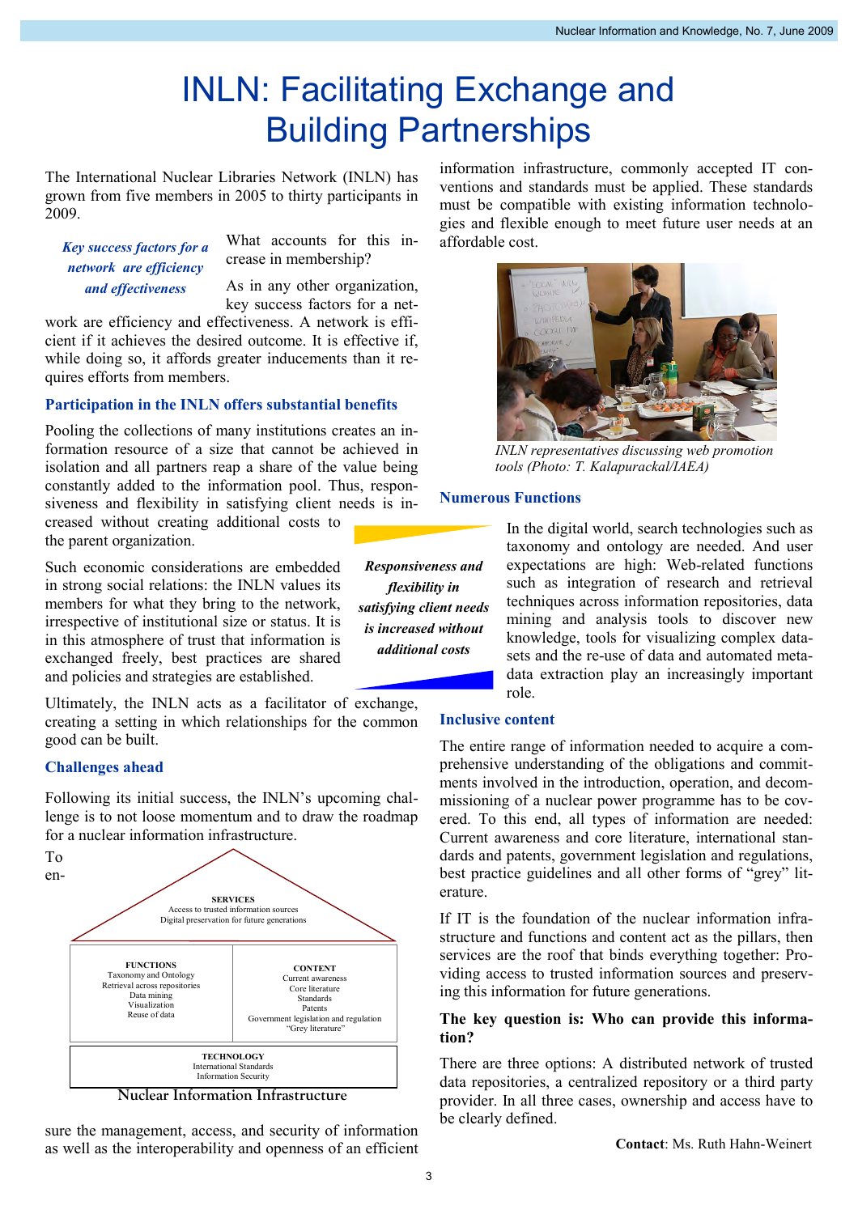# INLN: Facilitating Exchange and Building Partnerships

The International Nuclear Libraries Network (INLN) has grown from five members in 2005 to thirty participants in 2009.

*Key success factors for a network are efficiency and effectiveness*

What accounts for this increase in membership?

As in any other organization, key success factors for a network are efficiency and effectiveness. A network is efficient if it achieves the desired outcome. It is effective if, while doing so, it affords greater inducements than it requires efforts from members.

### Participation in the INLN offers substantial benefits

Pooling the collections of many institutions creates an information resource of a size that cannot be achieved in isolation and all partners reap a share of the value being constantly added to the information pool. Thus, responsiveness and flexibility in satisfying client needs is increased without creating additional costs to the parent organization.

*Responsiveness and flexibility in satisfying client needs is increased without additional costs*

Such economic considerations are embedded in strong social relations: the INLN values its members for what they bring to the network, irrespective of institutional size or status. It is in this atmosphere of trust that information is exchanged freely, best practices are shared and policies and strategies are established.

Ultimately, the INLN acts as a facilitator of exchange, creating a setting in which relationships for the common good can be built.

### Challenges ahead

Following its initial success, the INLN's upcoming challenge is to not loose momentum and to draw the roadmap for a nuclear information infrastructure.

To ensure the management, access, and security of information as well as the interoperability and openness of an efficient information infrastructure, commonly accepted IT conventions and standards must be applied. These standards must be compatible with existing information technologies and flexible enough to meet future user needs at an affordable cost.

**SERVICES**
Access to trusted information sources
Digital preservation for future generations

| FUNCTIONS | CONTENT |
|---|---|
| Taxonomy and Ontology<br>Retrieval across repositories<br>Data mining<br>Visualization<br>Reuse of data | Current awareness<br>Core literature<br>Standards<br>Patents<br>Government legislation and regulation<br>"Grey literature" |

**TECHNOLOGY**
International Standards
Information Security

Nuclear Information Infrastructure

*INLN representatives discussing web promotion tools (Photo: T. Kalapurackal/IAEA)*

### Numerous Functions

In the digital world, search technologies such as taxonomy and ontology are needed. And user expectations are high: Web-related functions such as integration of research and retrieval techniques across information repositories, data mining and analysis tools to discover new knowledge, tools for visualizing complex datasets and the re-use of data and automated metadata extraction play an increasingly important role.

### Inclusive content

The entire range of information needed to acquire a comprehensive understanding of the obligations and commitments involved in the introduction, operation, and decommissioning of a nuclear power programme has to be covered. To this end, all types of information are needed: Current awareness and core literature, international standards and patents, government legislation and regulations, best practice guidelines and all other forms of "grey" literature.

If IT is the foundation of the nuclear information infrastructure and functions and content act as the pillars, then services are the roof that binds everything together: Providing access to trusted information sources and preserving this information for future generations.

**The key question is: Who can provide this information?**

There are three options: A distributed network of trusted data repositories, a centralized repository or a third party provider. In all three cases, ownership and access have to be clearly defined.

**Contact**: Ms. Ruth Hahn-Weinert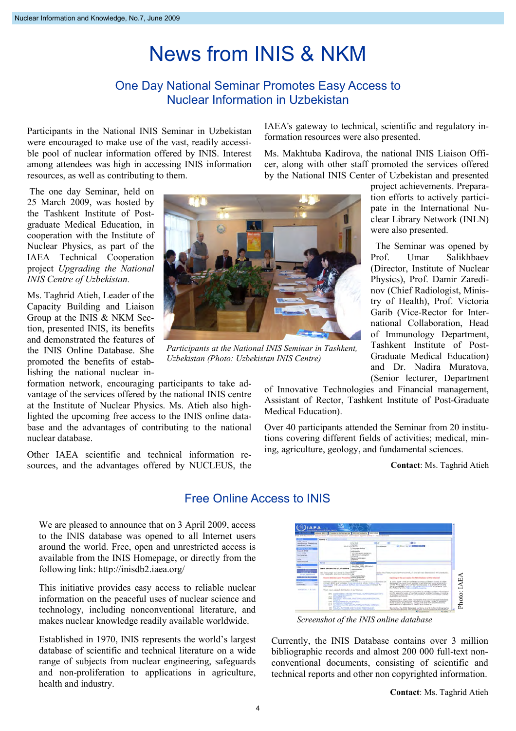# News from INIS & NKM

## One Day National Seminar Promotes Easy Access to Nuclear Information in Uzbekistan

Participants in the National INIS Seminar in Uzbekistan were encouraged to make use of the vast, readily accessible pool of nuclear information offered by INIS. Interest among attendees was high in accessing INIS information resources, as well as contributing to them.

The one day Seminar, held on 25 March 2009, was hosted by the Tashkent Institute of Post-graduate Medical Education, in cooperation with the Institute of Nuclear Physics, as part of the IAEA Technical Cooperation project *Upgrading the National INIS Centre of Uzbekistan.*

Ms. Taghrid Atieh, Leader of the Capacity Building and Liaison Group at the INIS & NKM Section, presented INIS, its benefits and demonstrated the features of the INIS Online Database. She promoted the benefits of establishing the national nuclear information network, encouraging participants to take advantage of the services offered by the national INIS centre at the Institute of Nuclear Physics. Ms. Atieh also highlighted the upcoming free access to the INIS online database and the advantages of contributing to the national nuclear database.

Other IAEA scientific and technical information resources, and the advantages offered by NUCLEUS, the IAEA's gateway to technical, scientific and regulatory information resources were also presented.

*Participants at the National INIS Seminar in Tashkent, Uzbekistan (Photo: Uzbekistan INIS Centre)*

Ms. Makhtuba Kadirova, the national INIS Liaison Officer, along with other staff promoted the services offered by the National INIS Center of Uzbekistan and presented project achievements. Preparation efforts to actively participate in the International Nuclear Library Network (INLN) were also presented.

The Seminar was opened by Prof. Umar Salikhbaev (Director, Institute of Nuclear Physics), Prof. Damir Zaredinov (Chief Radiologist, Ministry of Health), Prof. Victoria Garib (Vice-Rector for International Collaboration, Head of Immunology Department, Tashkent Institute of Post-Graduate Medical Education) and Dr. Nadira Muratova, (Senior lecturer, Department of Innovative Technologies and Financial management, Assistant of Rector, Tashkent Institute of Post-Graduate Medical Education).

Over 40 participants attended the Seminar from 20 institutions covering different fields of activities; medical, mining, agriculture, geology, and fundamental sciences.

**Contact**: Ms. Taghrid Atieh

## Free Online Access to INIS

We are pleased to announce that on 3 April 2009, access to the INIS database was opened to all Internet users around the world. Free, open and unrestricted access is available from the INIS Homepage, or directly from the following link: http://inisdb2.iaea.org/

This initiative provides easy access to reliable nuclear information on the peaceful uses of nuclear science and technology, including nonconventional literature, and makes nuclear knowledge readily available worldwide.

Established in 1970, INIS represents the world's largest database of scientific and technical literature on a wide range of subjects from nuclear engineering, safeguards and non-proliferation to applications in agriculture, health and industry.

*Screenshot of the INIS online database* (Photo: IAEA)

Currently, the INIS Database contains over 3 million bibliographic records and almost 200 000 full-text nonconventional documents, consisting of scientific and technical reports and other non copyrighted information.

**Contact**: Ms. Taghrid Atieh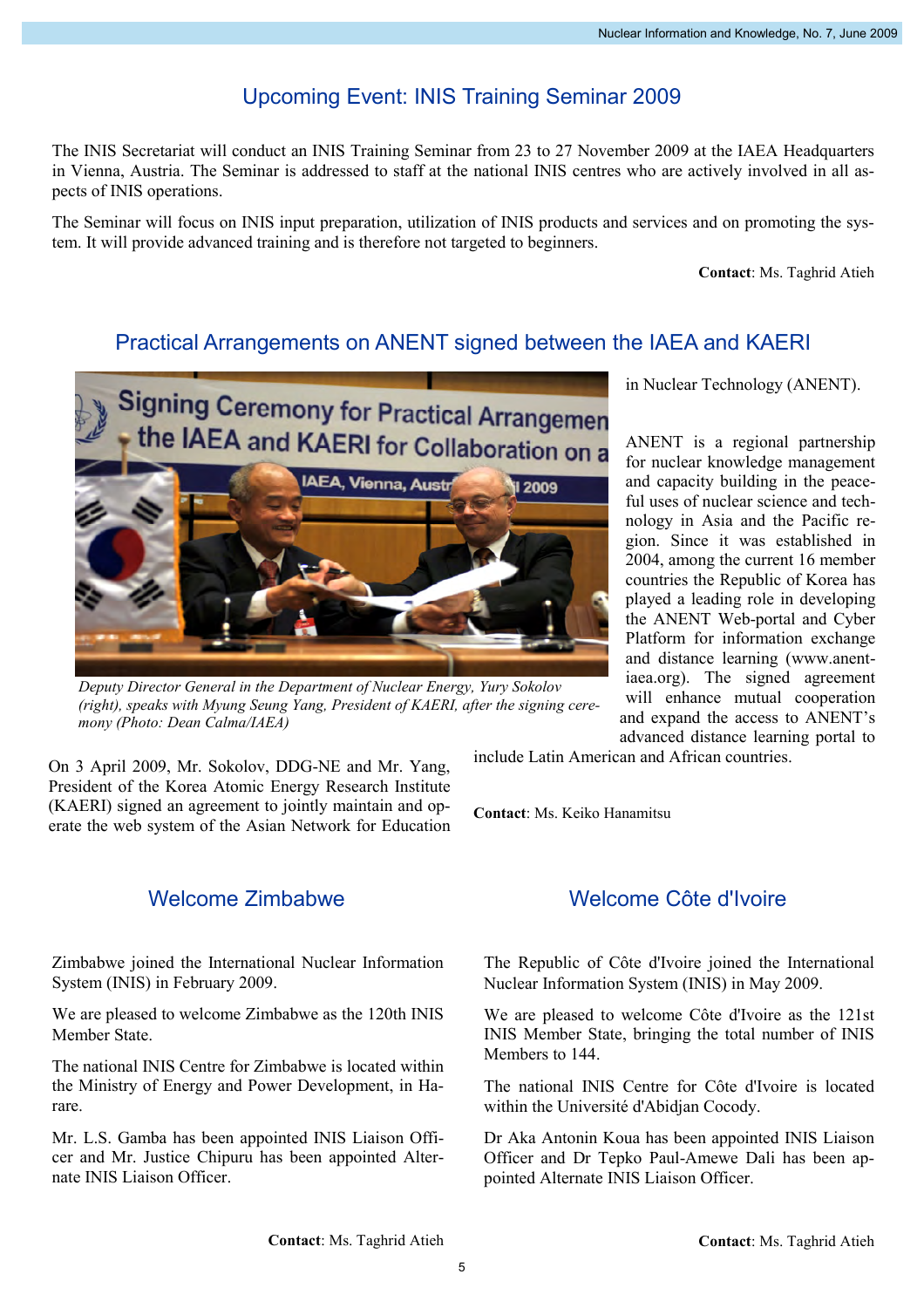## Upcoming Event: INIS Training Seminar 2009

The INIS Secretariat will conduct an INIS Training Seminar from 23 to 27 November 2009 at the IAEA Headquarters in Vienna, Austria. The Seminar is addressed to staff at the national INIS centres who are actively involved in all aspects of INIS operations.

The Seminar will focus on INIS input preparation, utilization of INIS products and services and on promoting the system. It will provide advanced training and is therefore not targeted to beginners.

**Contact**: Ms. Taghrid Atieh

## Practical Arrangements on ANENT signed between the IAEA and KAERI

*Deputy Director General in the Department of Nuclear Energy, Yury Sokolov (right), speaks with Myung Seung Yang, President of KAERI, after the signing ceremony (Photo: Dean Calma/IAEA)*

On 3 April 2009, Mr. Sokolov, DDG-NE and Mr. Yang, President of the Korea Atomic Energy Research Institute (KAERI) signed an agreement to jointly maintain and operate the web system of the Asian Network for Education in Nuclear Technology (ANENT).

ANENT is a regional partnership for nuclear knowledge management and capacity building in the peaceful uses of nuclear science and technology in Asia and the Pacific region. Since it was established in 2004, among the current 16 member countries the Republic of Korea has played a leading role in developing the ANENT Web-portal and Cyber Platform for information exchange and distance learning (www.anent-iaea.org). The signed agreement will enhance mutual cooperation and expand the access to ANENT's advanced distance learning portal to include Latin American and African countries.

**Contact**: Ms. Keiko Hanamitsu

## Welcome Zimbabwe

Zimbabwe joined the International Nuclear Information System (INIS) in February 2009.

We are pleased to welcome Zimbabwe as the 120th INIS Member State.

The national INIS Centre for Zimbabwe is located within the Ministry of Energy and Power Development, in Harare.

Mr. L.S. Gamba has been appointed INIS Liaison Officer and Mr. Justice Chipuru has been appointed Alternate INIS Liaison Officer.

**Contact**: Ms. Taghrid Atieh

## Welcome Côte d'Ivoire

The Republic of Côte d'Ivoire joined the International Nuclear Information System (INIS) in May 2009.

We are pleased to welcome Côte d'Ivoire as the 121st INIS Member State, bringing the total number of INIS Members to 144.

The national INIS Centre for Côte d'Ivoire is located within the Université d'Abidjan Cocody.

Dr Aka Antonin Koua has been appointed INIS Liaison Officer and Dr Tepko Paul-Amewe Dali has been appointed Alternate INIS Liaison Officer.

**Contact**: Ms. Taghrid Atieh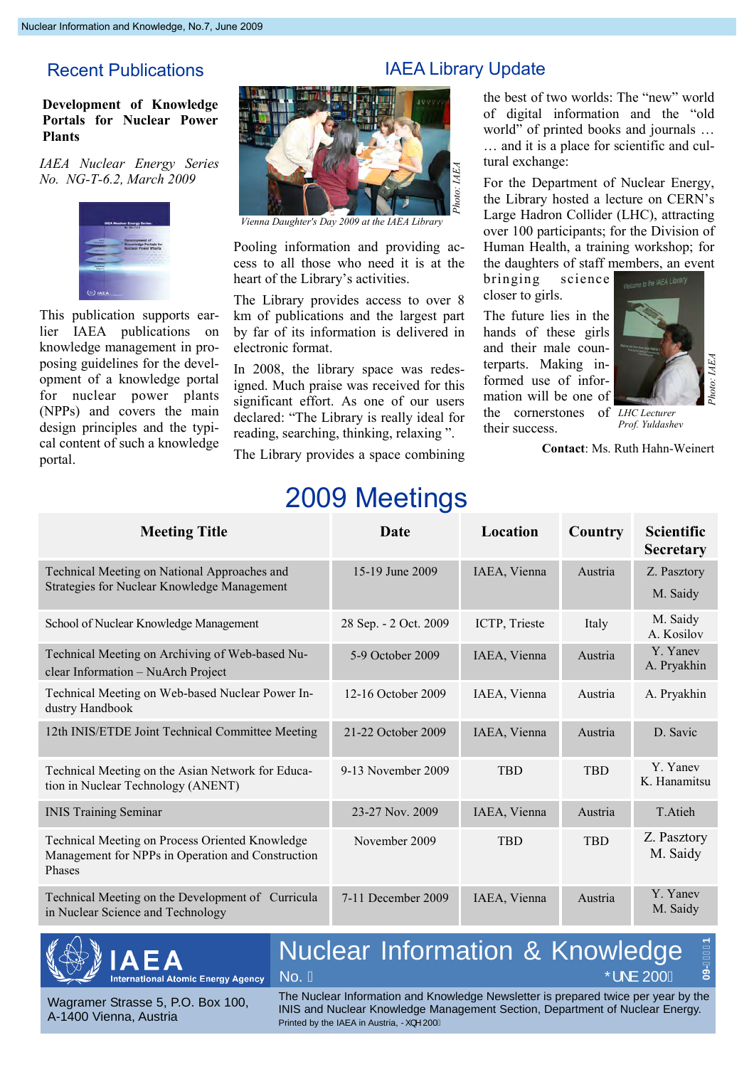## Recent Publications

**Development of Knowledge Portals for Nuclear Power Plants**

*IAEA Nuclear Energy Series No. NG-T-6.2, March 2009*

This publication supports earlier IAEA publications on knowledge management in proposing guidelines for the development of a knowledge portal for nuclear power plants (NPPs) and covers the main design principles and the typical content of such a knowledge portal.

## IAEA Library Update

*Vienna Daughter's Day 2009 at the IAEA Library*

*Photo: IAEA*

Pooling information and providing access to all those who need it is at the heart of the Library's activities.

The Library provides access to over 8 km of publications and the largest part by far of its information is delivered in electronic format.

In 2008, the library space was redesigned. Much praise was received for this significant effort. As one of our users declared: "The Library is really ideal for reading, searching, thinking, relaxing ".

The Library provides a space combining the best of two worlds: The "new" world of digital information and the "old world" of printed books and journals … … and it is a place for scientific and cultural exchange:

For the Department of Nuclear Energy, the Library hosted a lecture on CERN's Large Hadron Collider (LHC), attracting over 100 participants; for the Division of Human Health, a training workshop; for the daughters of staff members, an event bringing science closer to girls.

The future lies in the hands of these girls and their male counterparts. Making informed use of information will be one of the cornerstones of their success.

*LHC Lecturer Prof. Yuldashev*

*Photo: IAEA*

**Contact**: Ms. Ruth Hahn-Weinert

# 2009 Meetings

| Meeting Title | Date | Location | Country | Scientific Secretary |
|---|---|---|---|---|
| Technical Meeting on National Approaches and Strategies for Nuclear Knowledge Management | 15-19 June 2009 | IAEA, Vienna | Austria | Z. Pasztory M. Saidy |
| School of Nuclear Knowledge Management | 28 Sep. - 2 Oct. 2009 | ICTP, Trieste | Italy | M. Saidy A. Kosilov |
| Technical Meeting on Archiving of Web-based Nuclear Information – NuArch Project | 5-9 October 2009 | IAEA, Vienna | Austria | Y. Yanev A. Pryakhin |
| Technical Meeting on Web-based Nuclear Power Industry Handbook | 12-16 October 2009 | IAEA, Vienna | Austria | A. Pryakhin |
| 12th INIS/ETDE Joint Technical Committee Meeting | 21-22 October 2009 | IAEA, Vienna | Austria | D. Savic |
| Technical Meeting on the Asian Network for Education in Nuclear Technology (ANENT) | 9-13 November 2009 | TBD | TBD | Y. Yanev K. Hanamitsu |
| INIS Training Seminar | 23-27 Nov. 2009 | IAEA, Vienna | Austria | T.Atieh |
| Technical Meeting on Process Oriented Knowledge Management for NPPs in Operation and Construction Phases | November 2009 | TBD | TBD | Z. Pasztory M. Saidy |
| Technical Meeting on the Development of Curricula in Nuclear Science and Technology | 7-11 December 2009 | IAEA, Vienna | Austria | Y. Yanev M. Saidy |

IAEA International Atomic Energy Agency

Wagramer Strasse 5, P.O. Box 100, A-1400 Vienna, Austria

Nuclear Information & Knowledge

No. 7 June 2009

The Nuclear Information and Knowledge Newsletter is prepared twice per year by the INIS and Nuclear Knowledge Management Section, Department of Nuclear Energy.

Printed by the IAEA in Austria, June 2009